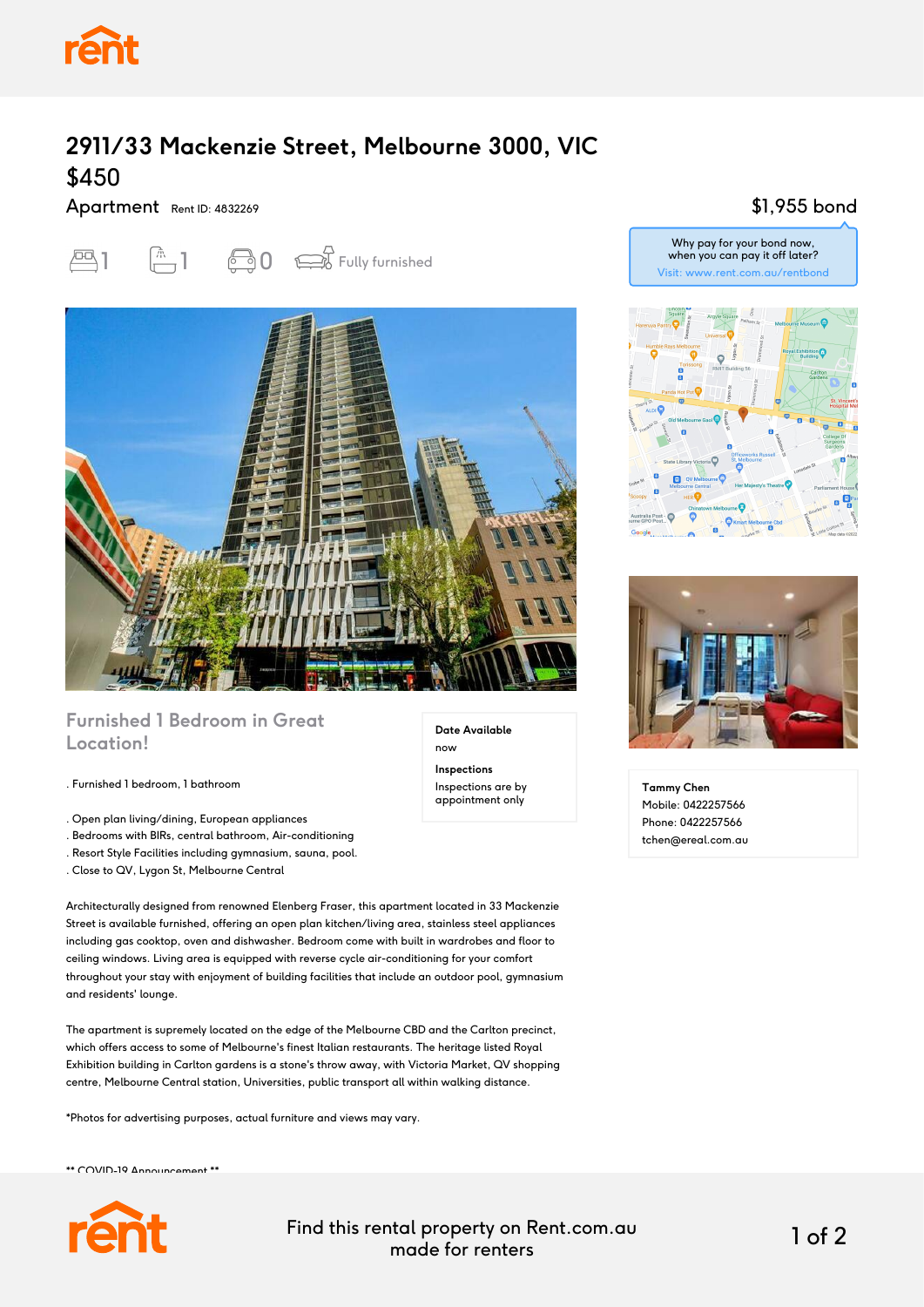# 2911/33 Mackenzie Street, Melbourne 3000, VIC

## $450

Apartment Rent ID: 4832269

$1,955 bond

1 1 0 Fully furnished

Why pay for your bond now, when you can pay it off later? Visit: www.rent.com.au/rentbond

## Furnished 1 Bedroom in Great Location!

**Date Available**

now

**Inspections**

Inspections are by appointment only

. Furnished 1 bedroom, 1 bathroom

. Open plan living/dining, European appliances
. Bedrooms with BIRs, central bathroom, Air-conditioning
. Resort Style Facilities including gymnasium, sauna, pool.
. Close to QV, Lygon St, Melbourne Central

Architecturally designed from renowned Elenberg Fraser, this apartment located in 33 Mackenzie Street is available furnished, offering an open plan kitchen/living area, stainless steel appliances including gas cooktop, oven and dishwasher. Bedroom come with built in wardrobes and floor to ceiling windows. Living area is equipped with reverse cycle air-conditioning for your comfort throughout your stay with enjoyment of building facilities that include an outdoor pool, gymnasium and residents' lounge.

The apartment is supremely located on the edge of the Melbourne CBD and the Carlton precinct, which offers access to some of Melbourne's finest Italian restaurants. The heritage listed Royal Exhibition building in Carlton gardens is a stone's throw away, with Victoria Market, QV shopping centre, Melbourne Central station, Universities, public transport all within walking distance.

*Photos for advertising purposes, actual furniture and views may vary.

** COVID-19 Announcement **

**Tammy Chen**
Mobile: 0422257566
Phone: 0422257566
tchen@ereal.com.au

Find this rental property on Rent.com.au made for renters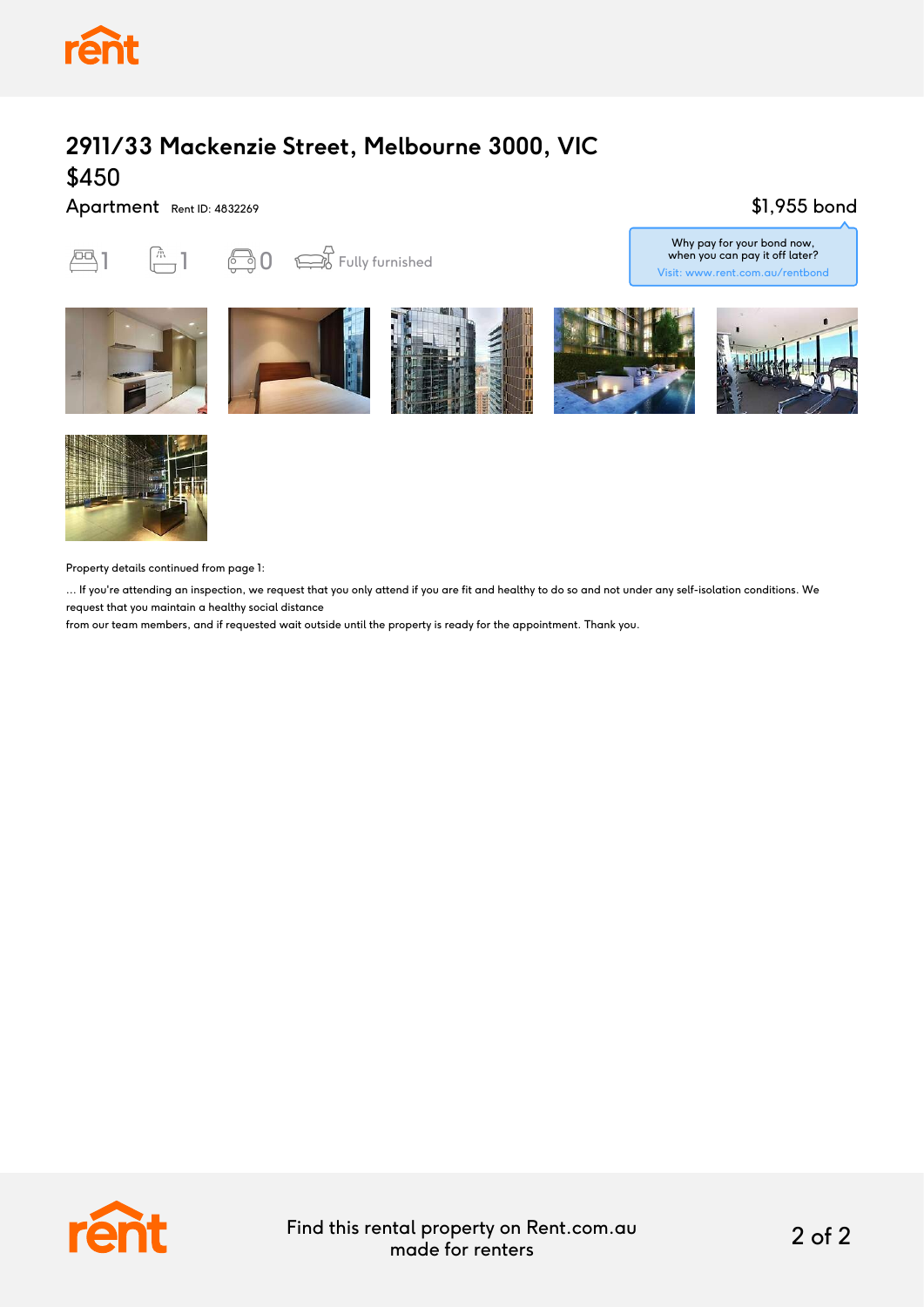# 2911/33 Mackenzie Street, Melbourne 3000, VIC

## $450

Apartment Rent ID: 4832269

$1,955 bond

Why pay for your bond now, when you can pay it off later?
Visit: www.rent.com.au/rentbond

1 1 0 Fully furnished

Property details continued from page 1:

... If you're attending an inspection, we request that you only attend if you are fit and healthy to do so and not under any self-isolation conditions. We request that you maintain a healthy social distance
from our team members, and if requested wait outside until the property is ready for the appointment. Thank you.